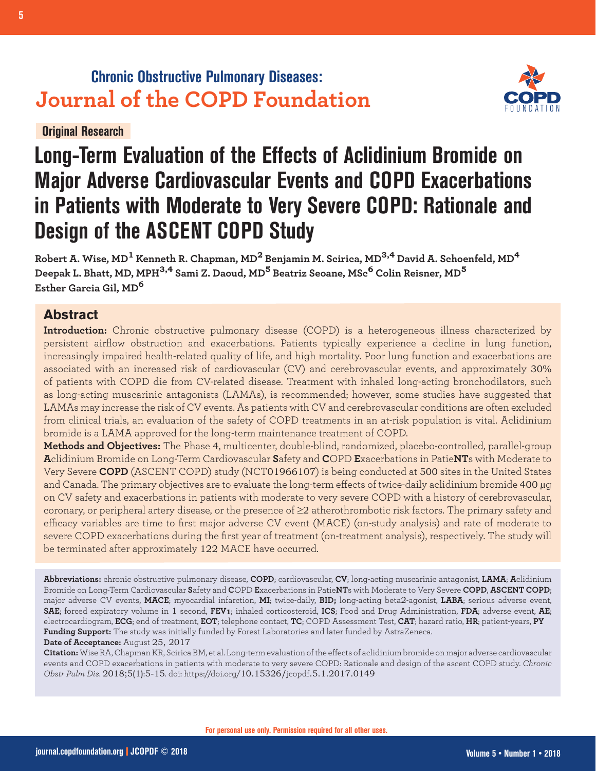Chronic Obstructive Pulmonary Diseases:
**Journal of the COPD Foundation**

**Original Research**

# Long-Term Evaluation of the Effects of Aclidinium Bromide on Major Adverse Cardiovascular Events and COPD Exacerbations in Patients with Moderate to Very Severe COPD: Rationale and Design of the ASCENT COPD Study

**Robert A. Wise, MD[1] Kenneth R. Chapman, MD[2] Benjamin M. Scirica, MD[3,4] David A. Schoenfeld, MD[4] Deepak L. Bhatt, MD, MPH[3,4] Sami Z. Daoud, MD[5] Beatriz Seoane, MSc[6] Colin Reisner, MD[5] Esther Garcia Gil, MD[6]**

## Abstract

**Introduction:** Chronic obstructive pulmonary disease (COPD) is a heterogeneous illness characterized by persistent airflow obstruction and exacerbations. Patients typically experience a decline in lung function, increasingly impaired health-related quality of life, and high mortality. Poor lung function and exacerbations are associated with an increased risk of cardiovascular (CV) and cerebrovascular events, and approximately 30% of patients with COPD die from CV-related disease. Treatment with inhaled long-acting bronchodilators, such as long-acting muscarinic antagonists (LAMAs), is recommended; however, some studies have suggested that LAMAs may increase the risk of CV events. As patients with CV and cerebrovascular conditions are often excluded from clinical trials, an evaluation of the safety of COPD treatments in an at-risk population is vital. Aclidinium bromide is a LAMA approved for the long-term maintenance treatment of COPD.

**Methods and Objectives:** The Phase 4, multicenter, double-blind, randomized, placebo-controlled, parallel-group **A**clidinium Bromide on Long-Term Cardiovascular **S**afety and **C**OPD **E**xacerbations in Patie**NT**s with Moderate to Very Severe **COPD** (ASCENT COPD) study (NCT01966107) is being conducted at 500 sites in the United States and Canada. The primary objectives are to evaluate the long-term effects of twice-daily aclidinium bromide 400 µg on CV safety and exacerbations in patients with moderate to very severe COPD with a history of cerebrovascular, coronary, or peripheral artery disease, or the presence of ≥2 atherothrombotic risk factors. The primary safety and efficacy variables are time to first major adverse CV event (MACE) (on-study analysis) and rate of moderate to severe COPD exacerbations during the first year of treatment (on-treatment analysis), respectively. The study will be terminated after approximately 122 MACE have occurred.

**Abbreviations:** chronic obstructive pulmonary disease, **COPD**; cardiovascular, **CV**; long-acting muscarinic antagonist, **LAMA**; **A**clidinium Bromide on Long-Term Cardiovascular **S**afety and **C**OPD **E**xacerbations in Patie**NT**s with Moderate to Very Severe **COPD**, **ASCENT COPD**; major adverse CV events, **MACE**; myocardial infarction, **MI**; twice-daily, **BID;** long-acting beta2-agonist, **LABA**; serious adverse event, **SAE**; forced expiratory volume in 1 second, **$FEV_1$**; inhaled corticosteroid, **ICS**; Food and Drug Administration, **FDA**; adverse event, **AE**; electrocardiogram, **ECG**; end of treatment, **EOT**; telephone contact, **TC**; COPD Assessment Test, **CAT**; hazard ratio, **HR**; patient-years, **PY**

**Funding Support:** The study was initially funded by Forest Laboratories and later funded by AstraZeneca.

**Date of Acceptance:** August 25, 2017

**Citation:** Wise RA, Chapman KR, Scirica BM, et al. Long-term evaluation of the effects of aclidinium bromide on major adverse cardiovascular events and COPD exacerbations in patients with moderate to very severe COPD: Rationale and design of the ascent COPD study. *Chronic Obstr Pulm Dis*. 2018;5(1):5-15. doi: https://doi.org/10.15326/jcopdf.5.1.2017.0149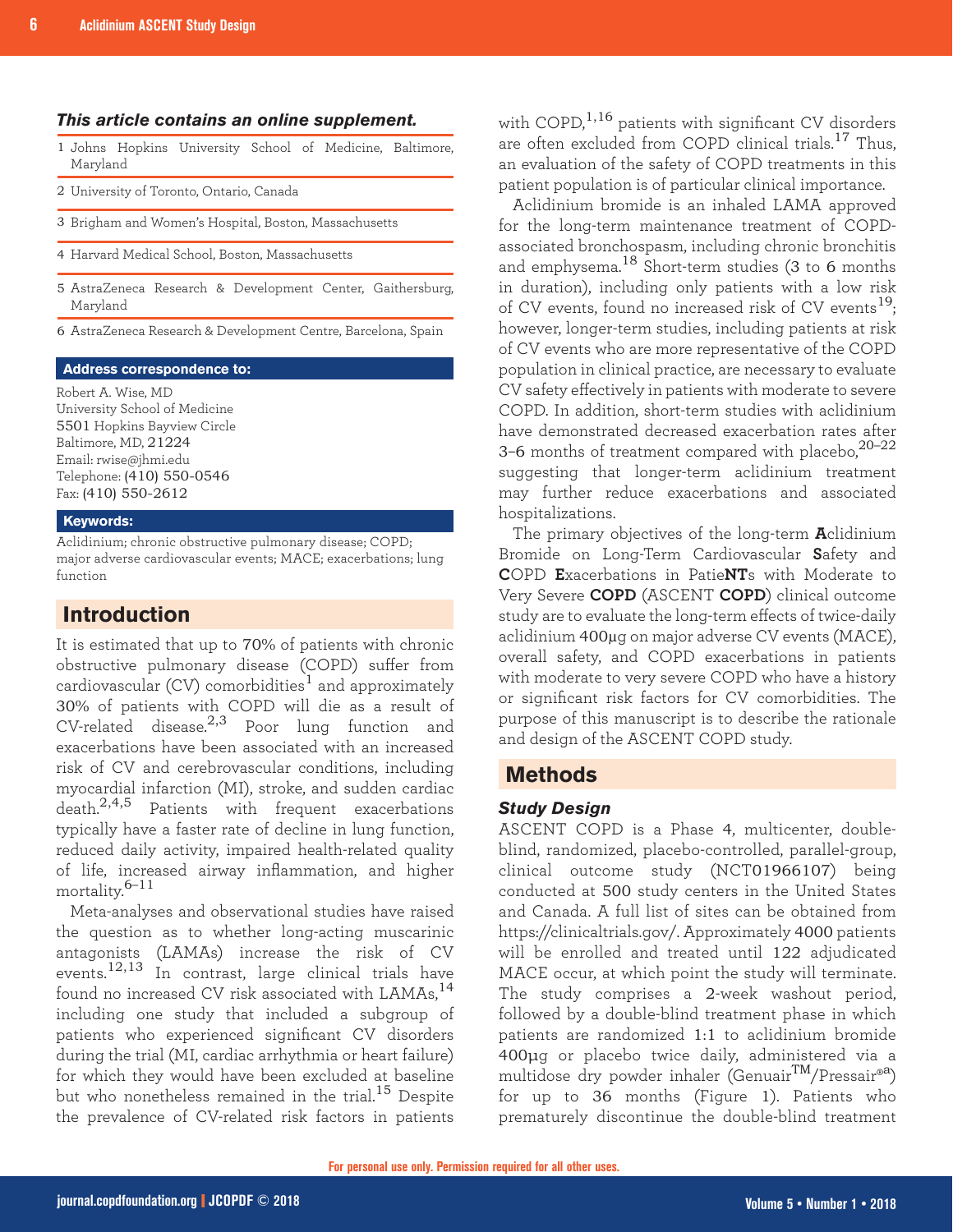***This article contains an online supplement.***

1 Johns Hopkins University School of Medicine, Baltimore, Maryland

2 University of Toronto, Ontario, Canada

3 Brigham and Women's Hospital, Boston, Massachusetts

4 Harvard Medical School, Boston, Massachusetts

5 AstraZeneca Research & Development Center, Gaithersburg, Maryland

6 AstraZeneca Research & Development Centre, Barcelona, Spain

**Address correspondence to:**

Robert A. Wise, MD
University School of Medicine
5501 Hopkins Bayview Circle
Baltimore, MD, 21224
Email: rwise@jhmi.edu
Telephone: (410) 550-0546
Fax: (410) 550-2612

**Keywords:**

Aclidinium; chronic obstructive pulmonary disease; COPD; major adverse cardiovascular events; MACE; exacerbations; lung function

## Introduction

It is estimated that up to 70% of patients with chronic obstructive pulmonary disease (COPD) suffer from cardiovascular (CV) comorbidities[1] and approximately 30% of patients with COPD will die as a result of CV-related disease.[2,3] Poor lung function and exacerbations have been associated with an increased risk of CV and cerebrovascular conditions, including myocardial infarction (MI), stroke, and sudden cardiac death.[2,4,5] Patients with frequent exacerbations typically have a faster rate of decline in lung function, reduced daily activity, impaired health-related quality of life, increased airway inflammation, and higher mortality.[6–11]

Meta-analyses and observational studies have raised the question as to whether long-acting muscarinic antagonists (LAMAs) increase the risk of CV events.[12,13] In contrast, large clinical trials have found no increased CV risk associated with LAMAs,[14] including one study that included a subgroup of patients who experienced significant CV disorders during the trial (MI, cardiac arrhythmia or heart failure) for which they would have been excluded at baseline but who nonetheless remained in the trial.[15] Despite the prevalence of CV-related risk factors in patients with COPD,[1,16] patients with significant CV disorders are often excluded from COPD clinical trials.[17] Thus, an evaluation of the safety of COPD treatments in this patient population is of particular clinical importance.

Aclidinium bromide is an inhaled LAMA approved for the long-term maintenance treatment of COPD-associated bronchospasm, including chronic bronchitis and emphysema.[18] Short-term studies (3 to 6 months in duration), including only patients with a low risk of CV events, found no increased risk of CV events[19]; however, longer-term studies, including patients at risk of CV events who are more representative of the COPD population in clinical practice, are necessary to evaluate CV safety effectively in patients with moderate to severe COPD. In addition, short-term studies with aclidinium have demonstrated decreased exacerbation rates after 3–6 months of treatment compared with placebo,[20–22] suggesting that longer-term aclidinium treatment may further reduce exacerbations and associated hospitalizations.

The primary objectives of the long-term **A**clidinium Bromide on Long-Term Cardiovascular **S**afety and **C**OPD **E**xacerbations in Patie**NT**s with Moderate to Very Severe **COPD** (ASCENT **COPD**) clinical outcome study are to evaluate the long-term effects of twice-daily aclidinium 400µg on major adverse CV events (MACE), overall safety, and COPD exacerbations in patients with moderate to very severe COPD who have a history or significant risk factors for CV comorbidities. The purpose of this manuscript is to describe the rationale and design of the ASCENT COPD study.

## Methods

### Study Design

ASCENT COPD is a Phase 4, multicenter, double-blind, randomized, placebo-controlled, parallel-group, clinical outcome study (NCT01966107) being conducted at 500 study centers in the United States and Canada. A full list of sites can be obtained from https://clinicaltrials.gov/. Approximately 4000 patients will be enrolled and treated until 122 adjudicated MACE occur, at which point the study will terminate. The study comprises a 2-week washout period, followed by a double-blind treatment phase in which patients are randomized 1:1 to aclidinium bromide 400µg or placebo twice daily, administered via a multidose dry powder inhaler (Genuair™/Pressair®[a]) for up to 36 months (Figure 1). Patients who prematurely discontinue the double-blind treatment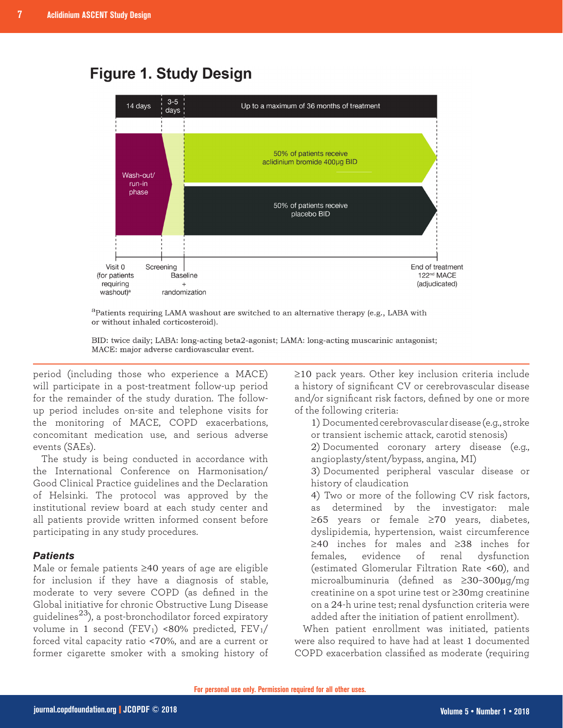## Figure 1. Study Design

| 14 days | 3-5 days | Up to a maximum of 36 months of treatment |
|---|---|---|
| Wash-out/ run-in phase | | 50% of patients receive aclidinium bromide 400μg BID |
| | | 50% of patients receive placebo BID |
| Visit 0 (for patients requiring washout)[a] | Screening | Baseline + randomization ... End of treatment 122[nd] MACE (adjudicated) |

[a]Patients requiring LAMA washout are switched to an alternative therapy (e.g., LABA with or without inhaled corticosteroid).

BID: twice daily; LABA: long-acting beta2-agonist; LAMA: long-acting muscarinic antagonist; MACE: major adverse cardiovascular event.

period (including those who experience a MACE) will participate in a post-treatment follow-up period for the remainder of the study duration. The follow-up period includes on-site and telephone visits for the monitoring of MACE, COPD exacerbations, concomitant medication use, and serious adverse events (SAEs).

The study is being conducted in accordance with the International Conference on Harmonisation/ Good Clinical Practice guidelines and the Declaration of Helsinki. The protocol was approved by the institutional review board at each study center and all patients provide written informed consent before participating in any study procedures.

### *Patients*

Male or female patients ≥40 years of age are eligible for inclusion if they have a diagnosis of stable, moderate to very severe COPD (as defined in the Global initiative for chronic Obstructive Lung Disease guidelines[23]), a post-bronchodilator forced expiratory volume in 1 second ($FEV_1$) <80% predicted, $FEV_1$/ forced vital capacity ratio <70%, and are a current or former cigarette smoker with a smoking history of ≥10 pack years. Other key inclusion criteria include a history of significant CV or cerebrovascular disease and/or significant risk factors, defined by one or more of the following criteria:

1) Documented cerebrovascular disease (e.g., stroke or transient ischemic attack, carotid stenosis)

2) Documented coronary artery disease (e.g., angioplasty/stent/bypass, angina, MI)

3) Documented peripheral vascular disease or history of claudication

4) Two or more of the following CV risk factors, as determined by the investigator: male ≥65 years or female ≥70 years, diabetes, dyslipidemia, hypertension, waist circumference ≥40 inches for males and ≥38 inches for females, evidence of renal dysfunction (estimated Glomerular Filtration Rate <60), and microalbuminuria (defined as ≥30–300μg/mg creatinine on a spot urine test or ≥30mg creatinine on a 24-h urine test; renal dysfunction criteria were added after the initiation of patient enrollment).

When patient enrollment was initiated, patients were also required to have had at least 1 documented COPD exacerbation classified as moderate (requiring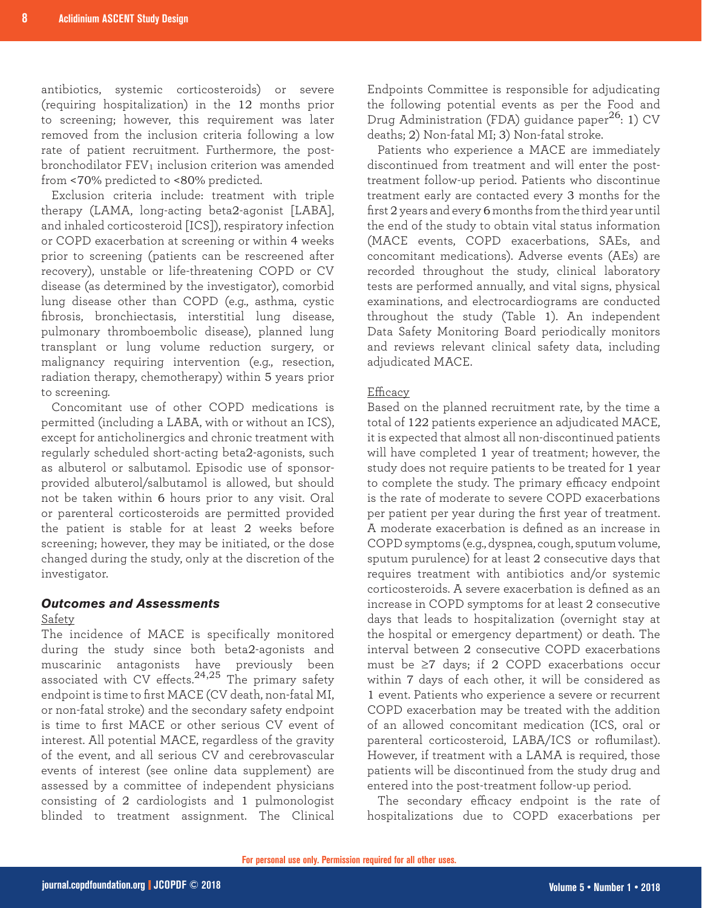antibiotics, systemic corticosteroids) or severe (requiring hospitalization) in the 12 months prior to screening; however, this requirement was later removed from the inclusion criteria following a low rate of patient recruitment. Furthermore, the post-bronchodilator $FEV_1$ inclusion criterion was amended from <70% predicted to <80% predicted.

Exclusion criteria include: treatment with triple therapy (LAMA, long-acting beta2-agonist [LABA], and inhaled corticosteroid [ICS]), respiratory infection or COPD exacerbation at screening or within 4 weeks prior to screening (patients can be rescreened after recovery), unstable or life-threatening COPD or CV disease (as determined by the investigator), comorbid lung disease other than COPD (e.g., asthma, cystic fibrosis, bronchiectasis, interstitial lung disease, pulmonary thromboembolic disease), planned lung transplant or lung volume reduction surgery, or malignancy requiring intervention (e.g., resection, radiation therapy, chemotherapy) within 5 years prior to screening.

Concomitant use of other COPD medications is permitted (including a LABA, with or without an ICS), except for anticholinergics and chronic treatment with regularly scheduled short-acting beta2-agonists, such as albuterol or salbutamol. Episodic use of sponsor-provided albuterol/salbutamol is allowed, but should not be taken within 6 hours prior to any visit. Oral or parenteral corticosteroids are permitted provided the patient is stable for at least 2 weeks before screening; however, they may be initiated, or the dose changed during the study, only at the discretion of the investigator.

### *Outcomes and Assessments*

Safety

The incidence of MACE is specifically monitored during the study since both beta2-agonists and muscarinic antagonists have previously been associated with CV effects.[24,25] The primary safety endpoint is time to first MACE (CV death, non-fatal MI, or non-fatal stroke) and the secondary safety endpoint is time to first MACE or other serious CV event of interest. All potential MACE, regardless of the gravity of the event, and all serious CV and cerebrovascular events of interest (see online data supplement) are assessed by a committee of independent physicians consisting of 2 cardiologists and 1 pulmonologist blinded to treatment assignment. The Clinical Endpoints Committee is responsible for adjudicating the following potential events as per the Food and Drug Administration (FDA) guidance paper[26]: 1) CV deaths; 2) Non-fatal MI; 3) Non-fatal stroke.

Patients who experience a MACE are immediately discontinued from treatment and will enter the post-treatment follow-up period. Patients who discontinue treatment early are contacted every 3 months for the first 2 years and every 6 months from the third year until the end of the study to obtain vital status information (MACE events, COPD exacerbations, SAEs, and concomitant medications). Adverse events (AEs) are recorded throughout the study, clinical laboratory tests are performed annually, and vital signs, physical examinations, and electrocardiograms are conducted throughout the study (Table 1). An independent Data Safety Monitoring Board periodically monitors and reviews relevant clinical safety data, including adjudicated MACE.

Efficacy

Based on the planned recruitment rate, by the time a total of 122 patients experience an adjudicated MACE, it is expected that almost all non-discontinued patients will have completed 1 year of treatment; however, the study does not require patients to be treated for 1 year to complete the study. The primary efficacy endpoint is the rate of moderate to severe COPD exacerbations per patient per year during the first year of treatment. A moderate exacerbation is defined as an increase in COPD symptoms (e.g., dyspnea, cough, sputum volume, sputum purulence) for at least 2 consecutive days that requires treatment with antibiotics and/or systemic corticosteroids. A severe exacerbation is defined as an increase in COPD symptoms for at least 2 consecutive days that leads to hospitalization (overnight stay at the hospital or emergency department) or death. The interval between 2 consecutive COPD exacerbations must be ≥7 days; if 2 COPD exacerbations occur within 7 days of each other, it will be considered as 1 event. Patients who experience a severe or recurrent COPD exacerbation may be treated with the addition of an allowed concomitant medication (ICS, oral or parenteral corticosteroid, LABA/ICS or roflumilast). However, if treatment with a LAMA is required, those patients will be discontinued from the study drug and entered into the post-treatment follow-up period.

The secondary efficacy endpoint is the rate of hospitalizations due to COPD exacerbations per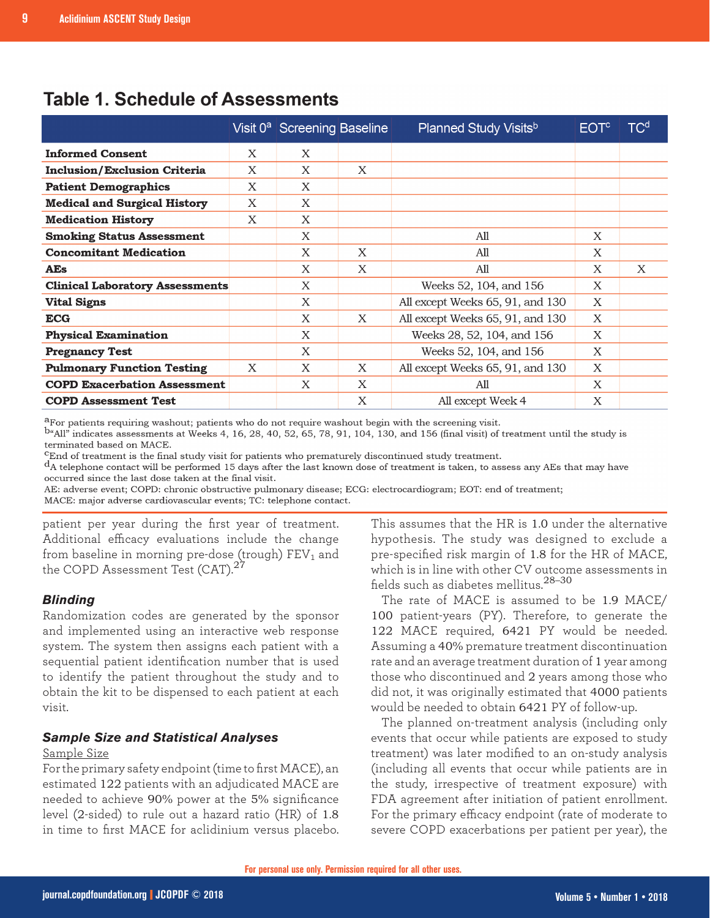## Table 1. Schedule of Assessments

| | Visit 0[a] | Screening | Baseline | Planned Study Visits[b] | EOT[c] | TC[d] |
|---|---|---|---|---|---|---|
| **Informed Consent** | X | X | | | | |
| **Inclusion/Exclusion Criteria** | X | X | X | | | |
| **Patient Demographics** | X | X | | | | |
| **Medical and Surgical History** | X | X | | | | |
| **Medication History** | X | X | | | | |
| **Smoking Status Assessment** | | X | | All | X | |
| **Concomitant Medication** | | X | X | All | X | |
| **AEs** | | X | X | All | X | X |
| **Clinical Laboratory Assessments** | | X | | Weeks 52, 104, and 156 | X | |
| **Vital Signs** | | X | | All except Weeks 65, 91, and 130 | X | |
| **ECG** | | X | X | All except Weeks 65, 91, and 130 | X | |
| **Physical Examination** | | X | | Weeks 28, 52, 104, and 156 | X | |
| **Pregnancy Test** | | X | | Weeks 52, 104, and 156 | X | |
| **Pulmonary Function Testing** | X | X | X | All except Weeks 65, 91, and 130 | X | |
| **COPD Exacerbation Assessment** | | X | X | All | X | |
| **COPD Assessment Test** | | | X | All except Week 4 | X | |

[a]For patients requiring washout; patients who do not require washout begin with the screening visit.
[b]"All" indicates assessments at Weeks 4, 16, 28, 40, 52, 65, 78, 91, 104, 130, and 156 (final visit) of treatment until the study is terminated based on MACE.
[c]End of treatment is the final study visit for patients who prematurely discontinued study treatment.
[d]A telephone contact will be performed 15 days after the last known dose of treatment is taken, to assess any AEs that may have occurred since the last dose taken at the final visit.
AE: adverse event; COPD: chronic obstructive pulmonary disease; ECG: electrocardiogram; EOT: end of treatment; MACE: major adverse cardiovascular events; TC: telephone contact.

patient per year during the first year of treatment. Additional efficacy evaluations include the change from baseline in morning pre-dose (trough) $FEV_1$ and the COPD Assessment Test (CAT).[27]

### *Blinding*

Randomization codes are generated by the sponsor and implemented using an interactive web response system. The system then assigns each patient with a sequential patient identification number that is used to identify the patient throughout the study and to obtain the kit to be dispensed to each patient at each visit.

### *Sample Size and Statistical Analyses*

Sample Size

For the primary safety endpoint (time to first MACE), an estimated 122 patients with an adjudicated MACE are needed to achieve 90% power at the 5% significance level (2-sided) to rule out a hazard ratio (HR) of 1.8 in time to first MACE for aclidinium versus placebo. This assumes that the HR is 1.0 under the alternative hypothesis. The study was designed to exclude a pre-specified risk margin of 1.8 for the HR of MACE, which is in line with other CV outcome assessments in fields such as diabetes mellitus.[28–30]

The rate of MACE is assumed to be 1.9 MACE/100 patient-years (PY). Therefore, to generate the 122 MACE required, 6421 PY would be needed. Assuming a 40% premature treatment discontinuation rate and an average treatment duration of 1 year among those who discontinued and 2 years among those who did not, it was originally estimated that 4000 patients would be needed to obtain 6421 PY of follow-up.

The planned on-treatment analysis (including only events that occur while patients are exposed to study treatment) was later modified to an on-study analysis (including all events that occur while patients are in the study, irrespective of treatment exposure) with FDA agreement after initiation of patient enrollment. For the primary efficacy endpoint (rate of moderate to severe COPD exacerbations per patient per year), the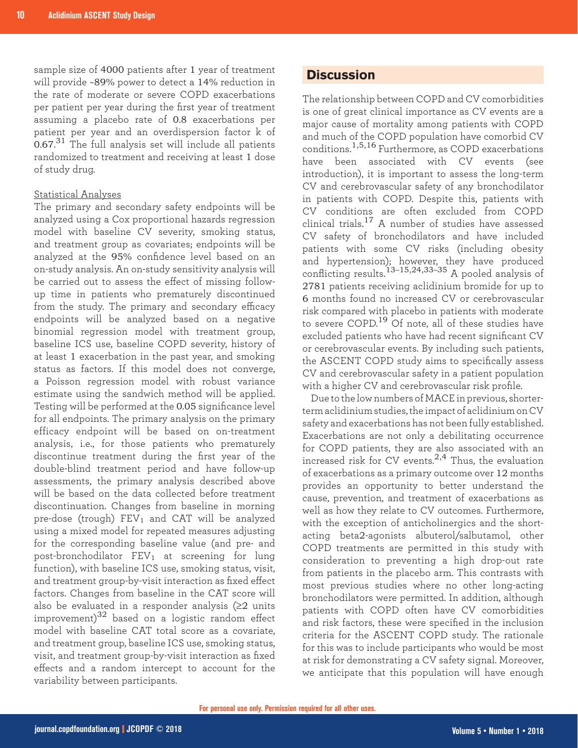sample size of 4000 patients after 1 year of treatment will provide ~89% power to detect a 14% reduction in the rate of moderate or severe COPD exacerbations per patient per year during the first year of treatment assuming a placebo rate of 0.8 exacerbations per patient per year and an overdispersion factor k of 0.67.[31] The full analysis set will include all patients randomized to treatment and receiving at least 1 dose of study drug.

### Statistical Analyses

The primary and secondary safety endpoints will be analyzed using a Cox proportional hazards regression model with baseline CV severity, smoking status, and treatment group as covariates; endpoints will be analyzed at the 95% confidence level based on an on-study analysis. An on-study sensitivity analysis will be carried out to assess the effect of missing follow-up time in patients who prematurely discontinued from the study. The primary and secondary efficacy endpoints will be analyzed based on a negative binomial regression model with treatment group, baseline ICS use, baseline COPD severity, history of at least 1 exacerbation in the past year, and smoking status as factors. If this model does not converge, a Poisson regression model with robust variance estimate using the sandwich method will be applied. Testing will be performed at the 0.05 significance level for all endpoints. The primary analysis on the primary efficacy endpoint will be based on on-treatment analysis, i.e., for those patients who prematurely discontinue treatment during the first year of the double-blind treatment period and have follow-up assessments, the primary analysis described above will be based on the data collected before treatment discontinuation. Changes from baseline in morning pre-dose (trough) $FEV_1$ and CAT will be analyzed using a mixed model for repeated measures adjusting for the corresponding baseline value (and pre- and post-bronchodilator $FEV_1$ at screening for lung function), with baseline ICS use, smoking status, visit, and treatment group-by-visit interaction as fixed effect factors. Changes from baseline in the CAT score will also be evaluated in a responder analysis (≥2 units improvement)[32] based on a logistic random effect model with baseline CAT total score as a covariate, and treatment group, baseline ICS use, smoking status, visit, and treatment group-by-visit interaction as fixed effects and a random intercept to account for the variability between participants.

## Discussion

The relationship between COPD and CV comorbidities is one of great clinical importance as CV events are a major cause of mortality among patients with COPD and much of the COPD population have comorbid CV conditions.[1,5,16] Furthermore, as COPD exacerbations have been associated with CV events (see introduction), it is important to assess the long-term CV and cerebrovascular safety of any bronchodilator in patients with COPD. Despite this, patients with CV conditions are often excluded from COPD clinical trials.[17] A number of studies have assessed CV safety of bronchodilators and have included patients with some CV risks (including obesity and hypertension); however, they have produced conflicting results.[13–15,24,33–35] A pooled analysis of 2781 patients receiving aclidinium bromide for up to 6 months found no increased CV or cerebrovascular risk compared with placebo in patients with moderate to severe COPD.[19] Of note, all of these studies have excluded patients who have had recent significant CV or cerebrovascular events. By including such patients, the ASCENT COPD study aims to specifically assess CV and cerebrovascular safety in a patient population with a higher CV and cerebrovascular risk profile.

Due to the low numbers of MACE in previous, shorter-term aclidinium studies, the impact of aclidinium on CV safety and exacerbations has not been fully established. Exacerbations are not only a debilitating occurrence for COPD patients, they are also associated with an increased risk for CV events.[2,4] Thus, the evaluation of exacerbations as a primary outcome over 12 months provides an opportunity to better understand the cause, prevention, and treatment of exacerbations as well as how they relate to CV outcomes. Furthermore, with the exception of anticholinergics and the short-acting beta2-agonists albuterol/salbutamol, other COPD treatments are permitted in this study with consideration to preventing a high drop-out rate from patients in the placebo arm. This contrasts with most previous studies where no other long-acting bronchodilators were permitted. In addition, although patients with COPD often have CV comorbidities and risk factors, these were specified in the inclusion criteria for the ASCENT COPD study. The rationale for this was to include participants who would be most at risk for demonstrating a CV safety signal. Moreover, we anticipate that this population will have enough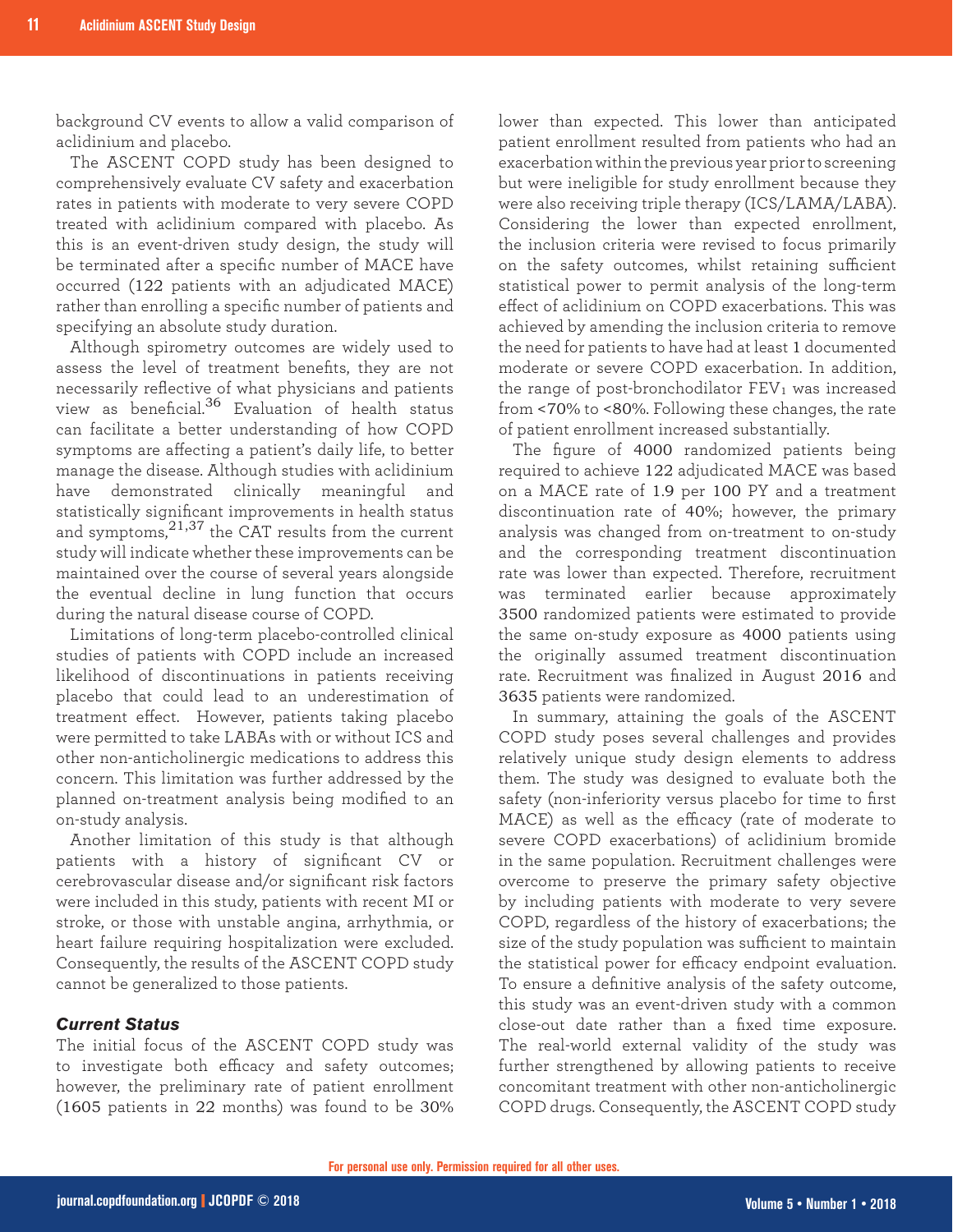background CV events to allow a valid comparison of aclidinium and placebo.

The ASCENT COPD study has been designed to comprehensively evaluate CV safety and exacerbation rates in patients with moderate to very severe COPD treated with aclidinium compared with placebo. As this is an event-driven study design, the study will be terminated after a specific number of MACE have occurred (122 patients with an adjudicated MACE) rather than enrolling a specific number of patients and specifying an absolute study duration.

Although spirometry outcomes are widely used to assess the level of treatment benefits, they are not necessarily reflective of what physicians and patients view as beneficial.[36] Evaluation of health status can facilitate a better understanding of how COPD symptoms are affecting a patient's daily life, to better manage the disease. Although studies with aclidinium have demonstrated clinically meaningful and statistically significant improvements in health status and symptoms,[21,37] the CAT results from the current study will indicate whether these improvements can be maintained over the course of several years alongside the eventual decline in lung function that occurs during the natural disease course of COPD.

Limitations of long-term placebo-controlled clinical studies of patients with COPD include an increased likelihood of discontinuations in patients receiving placebo that could lead to an underestimation of treatment effect. However, patients taking placebo were permitted to take LABAs with or without ICS and other non-anticholinergic medications to address this concern. This limitation was further addressed by the planned on-treatment analysis being modified to an on-study analysis.

Another limitation of this study is that although patients with a history of significant CV or cerebrovascular disease and/or significant risk factors were included in this study, patients with recent MI or stroke, or those with unstable angina, arrhythmia, or heart failure requiring hospitalization were excluded. Consequently, the results of the ASCENT COPD study cannot be generalized to those patients.

### *Current Status*

The initial focus of the ASCENT COPD study was to investigate both efficacy and safety outcomes; however, the preliminary rate of patient enrollment (1605 patients in 22 months) was found to be 30% lower than expected. This lower than anticipated patient enrollment resulted from patients who had an exacerbation within the previous year prior to screening but were ineligible for study enrollment because they were also receiving triple therapy (ICS/LAMA/LABA). Considering the lower than expected enrollment, the inclusion criteria were revised to focus primarily on the safety outcomes, whilst retaining sufficient statistical power to permit analysis of the long-term effect of aclidinium on COPD exacerbations. This was achieved by amending the inclusion criteria to remove the need for patients to have had at least 1 documented moderate or severe COPD exacerbation. In addition, the range of post-bronchodilator $FEV_1$ was increased from <70% to <80%. Following these changes, the rate of patient enrollment increased substantially.

The figure of 4000 randomized patients being required to achieve 122 adjudicated MACE was based on a MACE rate of 1.9 per 100 PY and a treatment discontinuation rate of 40%; however, the primary analysis was changed from on-treatment to on-study and the corresponding treatment discontinuation rate was lower than expected. Therefore, recruitment was terminated earlier because approximately 3500 randomized patients were estimated to provide the same on-study exposure as 4000 patients using the originally assumed treatment discontinuation rate. Recruitment was finalized in August 2016 and 3635 patients were randomized.

In summary, attaining the goals of the ASCENT COPD study poses several challenges and provides relatively unique study design elements to address them. The study was designed to evaluate both the safety (non-inferiority versus placebo for time to first MACE) as well as the efficacy (rate of moderate to severe COPD exacerbations) of aclidinium bromide in the same population. Recruitment challenges were overcome to preserve the primary safety objective by including patients with moderate to very severe COPD, regardless of the history of exacerbations; the size of the study population was sufficient to maintain the statistical power for efficacy endpoint evaluation. To ensure a definitive analysis of the safety outcome, this study was an event-driven study with a common close-out date rather than a fixed time exposure. The real-world external validity of the study was further strengthened by allowing patients to receive concomitant treatment with other non-anticholinergic COPD drugs. Consequently, the ASCENT COPD study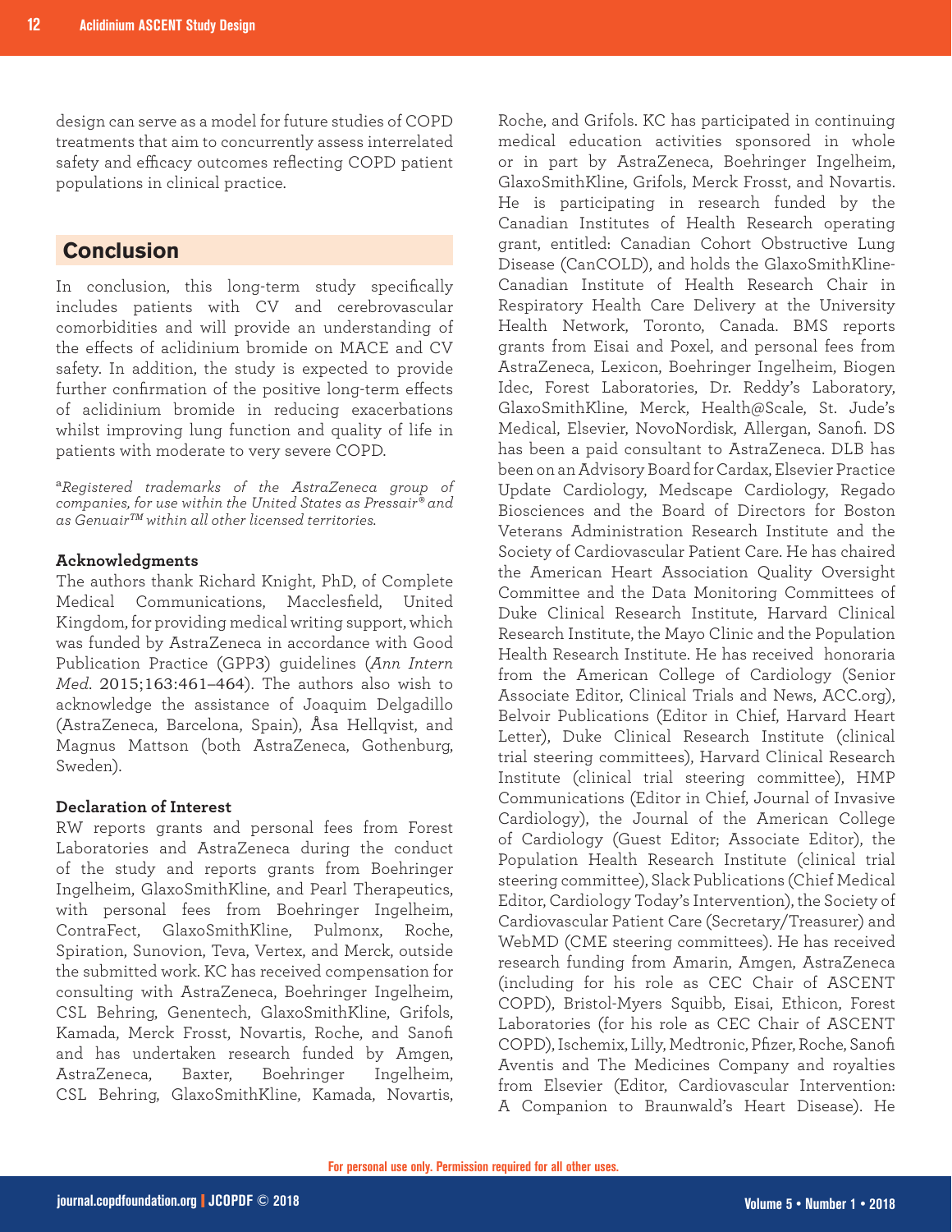design can serve as a model for future studies of COPD treatments that aim to concurrently assess interrelated safety and efficacy outcomes reflecting COPD patient populations in clinical practice.

## Conclusion

In conclusion, this long-term study specifically includes patients with CV and cerebrovascular comorbidities and will provide an understanding of the effects of aclidinium bromide on MACE and CV safety. In addition, the study is expected to provide further confirmation of the positive long-term effects of aclidinium bromide in reducing exacerbations whilst improving lung function and quality of life in patients with moderate to very severe COPD.

[a]*Registered trademarks of the AstraZeneca group of companies, for use within the United States as Pressair® and as Genuair™ within all other licensed territories.*

### Acknowledgments

The authors thank Richard Knight, PhD, of Complete Medical Communications, Macclesfield, United Kingdom, for providing medical writing support, which was funded by AstraZeneca in accordance with Good Publication Practice (GPP3) guidelines (*Ann Intern Med.* 2015;163:461–464). The authors also wish to acknowledge the assistance of Joaquim Delgadillo (AstraZeneca, Barcelona, Spain), Åsa Hellqvist, and Magnus Mattson (both AstraZeneca, Gothenburg, Sweden).

### Declaration of Interest

RW reports grants and personal fees from Forest Laboratories and AstraZeneca during the conduct of the study and reports grants from Boehringer Ingelheim, GlaxoSmithKline, and Pearl Therapeutics, with personal fees from Boehringer Ingelheim, ContraFect, GlaxoSmithKline, Pulmonx, Roche, Spiration, Sunovion, Teva, Vertex, and Merck, outside the submitted work. KC has received compensation for consulting with AstraZeneca, Boehringer Ingelheim, CSL Behring, Genentech, GlaxoSmithKline, Grifols, Kamada, Merck Frosst, Novartis, Roche, and Sanofi and has undertaken research funded by Amgen, AstraZeneca, Baxter, Boehringer Ingelheim, CSL Behring, GlaxoSmithKline, Kamada, Novartis, Roche, and Grifols. KC has participated in continuing medical education activities sponsored in whole or in part by AstraZeneca, Boehringer Ingelheim, GlaxoSmithKline, Grifols, Merck Frosst, and Novartis. He is participating in research funded by the Canadian Institutes of Health Research operating grant, entitled: Canadian Cohort Obstructive Lung Disease (CanCOLD), and holds the GlaxoSmithKline-Canadian Institute of Health Research Chair in Respiratory Health Care Delivery at the University Health Network, Toronto, Canada. BMS reports grants from Eisai and Poxel, and personal fees from AstraZeneca, Lexicon, Boehringer Ingelheim, Biogen Idec, Forest Laboratories, Dr. Reddy's Laboratory, GlaxoSmithKline, Merck, Health@Scale, St. Jude's Medical, Elsevier, NovoNordisk, Allergan, Sanofi. DS has been a paid consultant to AstraZeneca. DLB has been on an Advisory Board for Cardax, Elsevier Practice Update Cardiology, Medscape Cardiology, Regado Biosciences and the Board of Directors for Boston Veterans Administration Research Institute and the Society of Cardiovascular Patient Care. He has chaired the American Heart Association Quality Oversight Committee and the Data Monitoring Committees of Duke Clinical Research Institute, Harvard Clinical Research Institute, the Mayo Clinic and the Population Health Research Institute. He has received honoraria from the American College of Cardiology (Senior Associate Editor, Clinical Trials and News, ACC.org), Belvoir Publications (Editor in Chief, Harvard Heart Letter), Duke Clinical Research Institute (clinical trial steering committees), Harvard Clinical Research Institute (clinical trial steering committee), HMP Communications (Editor in Chief, Journal of Invasive Cardiology), the Journal of the American College of Cardiology (Guest Editor; Associate Editor), the Population Health Research Institute (clinical trial steering committee), Slack Publications (Chief Medical Editor, Cardiology Today's Intervention), the Society of Cardiovascular Patient Care (Secretary/Treasurer) and WebMD (CME steering committees). He has received research funding from Amarin, Amgen, AstraZeneca (including for his role as CEC Chair of ASCENT COPD), Bristol-Myers Squibb, Eisai, Ethicon, Forest Laboratories (for his role as CEC Chair of ASCENT COPD), Ischemix, Lilly, Medtronic, Pfizer, Roche, Sanofi Aventis and The Medicines Company and royalties from Elsevier (Editor, Cardiovascular Intervention: A Companion to Braunwald's Heart Disease). He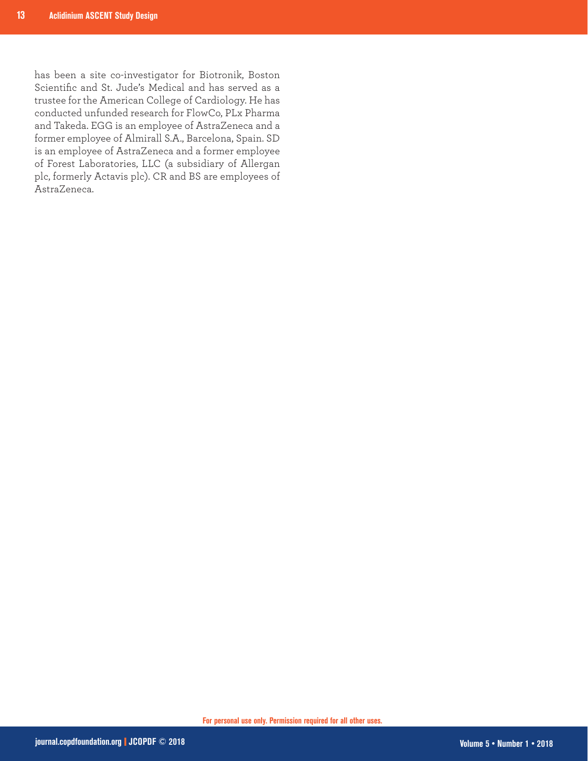has been a site co-investigator for Biotronik, Boston Scientific and St. Jude's Medical and has served as a trustee for the American College of Cardiology. He has conducted unfunded research for FlowCo, PLx Pharma and Takeda. EGG is an employee of AstraZeneca and a former employee of Almirall S.A., Barcelona, Spain. SD is an employee of AstraZeneca and a former employee of Forest Laboratories, LLC (a subsidiary of Allergan plc, formerly Actavis plc). CR and BS are employees of AstraZeneca.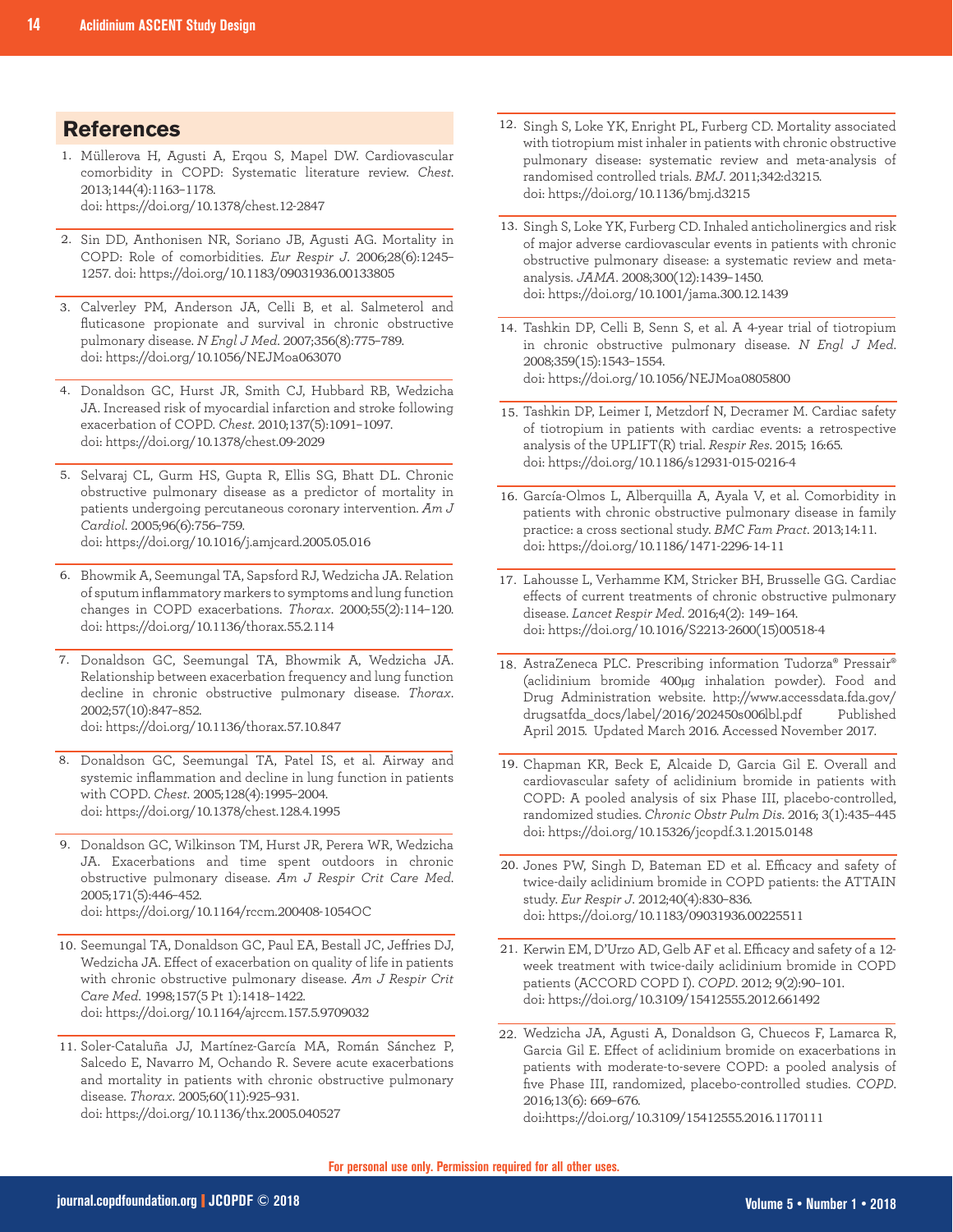## References

1. Müllerova H, Agusti A, Erqou S, Mapel DW. Cardiovascular comorbidity in COPD: Systematic literature review. *Chest*. 2013;144(4):1163–1178. doi: https://doi.org/10.1378/chest.12-2847

2. Sin DD, Anthonisen NR, Soriano JB, Agusti AG. Mortality in COPD: Role of comorbidities. *Eur Respir J*. 2006;28(6):1245–1257. doi: https://doi.org/10.1183/09031936.00133805

3. Calverley PM, Anderson JA, Celli B, et al. Salmeterol and fluticasone propionate and survival in chronic obstructive pulmonary disease. *N Engl J Med*. 2007;356(8):775–789. doi: https://doi.org/10.1056/NEJMoa063070

4. Donaldson GC, Hurst JR, Smith CJ, Hubbard RB, Wedzicha JA. Increased risk of myocardial infarction and stroke following exacerbation of COPD. *Chest*. 2010;137(5):1091–1097. doi: https://doi.org/10.1378/chest.09-2029

5. Selvaraj CL, Gurm HS, Gupta R, Ellis SG, Bhatt DL. Chronic obstructive pulmonary disease as a predictor of mortality in patients undergoing percutaneous coronary intervention. *Am J Cardiol*. 2005;96(6):756–759. doi: https://doi.org/10.1016/j.amjcard.2005.05.016

6. Bhowmik A, Seemungal TA, Sapsford RJ, Wedzicha JA. Relation of sputum inflammatory markers to symptoms and lung function changes in COPD exacerbations. *Thorax*. 2000;55(2):114–120. doi: https://doi.org/10.1136/thorax.55.2.114

7. Donaldson GC, Seemungal TA, Bhowmik A, Wedzicha JA. Relationship between exacerbation frequency and lung function decline in chronic obstructive pulmonary disease. *Thorax*. 2002;57(10):847–852. doi: https://doi.org/10.1136/thorax.57.10.847

8. Donaldson GC, Seemungal TA, Patel IS, et al. Airway and systemic inflammation and decline in lung function in patients with COPD. *Chest*. 2005;128(4):1995–2004. doi: https://doi.org/10.1378/chest.128.4.1995

9. Donaldson GC, Wilkinson TM, Hurst JR, Perera WR, Wedzicha JA. Exacerbations and time spent outdoors in chronic obstructive pulmonary disease. *Am J Respir Crit Care Med*. 2005;171(5):446–452. doi: https://doi.org/10.1164/rccm.200408-1054OC

10. Seemungal TA, Donaldson GC, Paul EA, Bestall JC, Jeffries DJ, Wedzicha JA. Effect of exacerbation on quality of life in patients with chronic obstructive pulmonary disease. *Am J Respir Crit Care Med*. 1998;157(5 Pt 1):1418–1422. doi: https://doi.org/10.1164/ajrccm.157.5.9709032

11. Soler-Cataluña JJ, Martínez-García MA, Román Sánchez P, Salcedo E, Navarro M, Ochando R. Severe acute exacerbations and mortality in patients with chronic obstructive pulmonary disease. *Thorax*. 2005;60(11):925–931. doi: https://doi.org/10.1136/thx.2005.040527

12. Singh S, Loke YK, Enright PL, Furberg CD. Mortality associated with tiotropium mist inhaler in patients with chronic obstructive pulmonary disease: systematic review and meta-analysis of randomised controlled trials. *BMJ*. 2011;342:d3215. doi: https://doi.org/10.1136/bmj.d3215

13. Singh S, Loke YK, Furberg CD. Inhaled anticholinergics and risk of major adverse cardiovascular events in patients with chronic obstructive pulmonary disease: a systematic review and meta-analysis. *JAMA*. 2008;300(12):1439–1450. doi: https://doi.org/10.1001/jama.300.12.1439

14. Tashkin DP, Celli B, Senn S, et al. A 4-year trial of tiotropium in chronic obstructive pulmonary disease. *N Engl J Med*. 2008;359(15):1543–1554. doi: https://doi.org/10.1056/NEJMoa0805800

15. Tashkin DP, Leimer I, Metzdorf N, Decramer M. Cardiac safety of tiotropium in patients with cardiac events: a retrospective analysis of the UPLIFT(R) trial. *Respir Res*. 2015; 16:65. doi: https://doi.org/10.1186/s12931-015-0216-4

16. García-Olmos L, Alberquilla A, Ayala V, et al. Comorbidity in patients with chronic obstructive pulmonary disease in family practice: a cross sectional study. *BMC Fam Pract*. 2013;14:11. doi: https://doi.org/10.1186/1471-2296-14-11

17. Lahousse L, Verhamme KM, Stricker BH, Brusselle GG. Cardiac effects of current treatments of chronic obstructive pulmonary disease. *Lancet Respir Med*. 2016;4(2): 149–164. doi: https://doi.org/10.1016/S2213-2600(15)00518-4

18. AstraZeneca PLC. Prescribing information Tudorza® Pressair® (aclidinium bromide 400µg inhalation powder). Food and Drug Administration website. http://www.accessdata.fda.gov/drugsatfda_docs/label/2016/202450s006lbl.pdf Published April 2015. Updated March 2016. Accessed November 2017.

19. Chapman KR, Beck E, Alcaide D, Garcia Gil E. Overall and cardiovascular safety of aclidinium bromide in patients with COPD: A pooled analysis of six Phase III, placebo-controlled, randomized studies. *Chronic Obstr Pulm Dis*. 2016; 3(1):435–445 doi: https://doi.org/10.15326/jcopdf.3.1.2015.0148

20. Jones PW, Singh D, Bateman ED et al. Efficacy and safety of twice-daily aclidinium bromide in COPD patients: the ATTAIN study. *Eur Respir J*. 2012;40(4):830–836. doi: https://doi.org/10.1183/09031936.00225511

21. Kerwin EM, D'Urzo AD, Gelb AF et al. Efficacy and safety of a 12-week treatment with twice-daily aclidinium bromide in COPD patients (ACCORD COPD I). *COPD*. 2012; 9(2):90–101. doi: https://doi.org/10.3109/15412555.2012.661492

22. Wedzicha JA, Agusti A, Donaldson G, Chuecos F, Lamarca R, Garcia Gil E. Effect of aclidinium bromide on exacerbations in patients with moderate-to-severe COPD: a pooled analysis of five Phase III, randomized, placebo-controlled studies. *COPD*. 2016;13(6): 669–676. doi:https://doi.org/10.3109/15412555.2016.1170111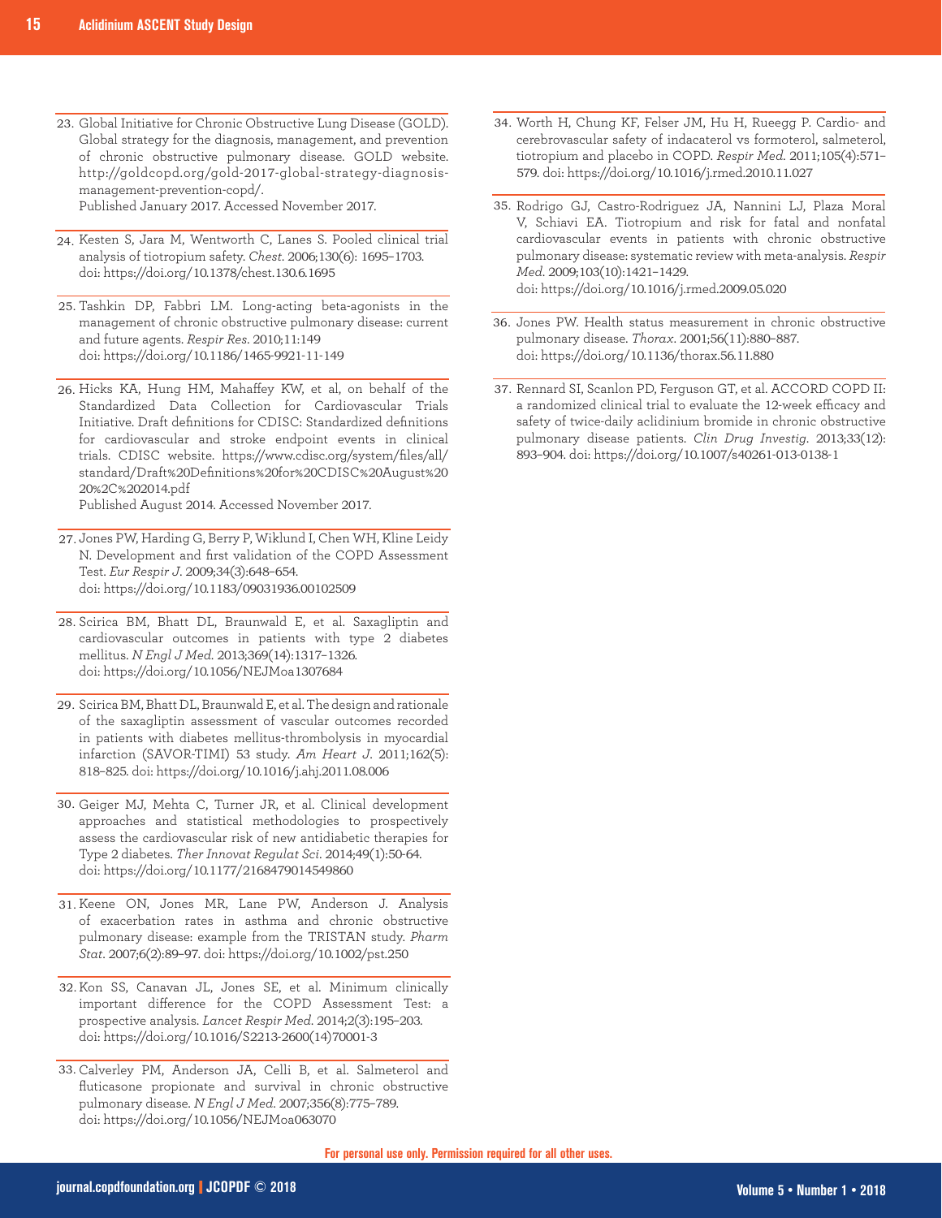23. Global Initiative for Chronic Obstructive Lung Disease (GOLD). Global strategy for the diagnosis, management, and prevention of chronic obstructive pulmonary disease. GOLD website. http://goldcopd.org/gold-2017-global-strategy-diagnosis-management-prevention-copd/. Published January 2017. Accessed November 2017.

24. Kesten S, Jara M, Wentworth C, Lanes S. Pooled clinical trial analysis of tiotropium safety. *Chest*. 2006;130(6): 1695–1703. doi: https://doi.org/10.1378/chest.130.6.1695

25. Tashkin DP, Fabbri LM. Long-acting beta-agonists in the management of chronic obstructive pulmonary disease: current and future agents. *Respir Res*. 2010;11:149 doi: https://doi.org/10.1186/1465-9921-11-149

26. Hicks KA, Hung HM, Mahaffey KW, et al, on behalf of the Standardized Data Collection for Cardiovascular Trials Initiative. Draft definitions for CDISC: Standardized definitions for cardiovascular and stroke endpoint events in clinical trials. CDISC website. https://www.cdisc.org/system/files/all/standard/Draft%20Definitions%20for%20CDISC%20August%2020%2C%202014.pdf Published August 2014. Accessed November 2017.

27. Jones PW, Harding G, Berry P, Wiklund I, Chen WH, Kline Leidy N. Development and first validation of the COPD Assessment Test. *Eur Respir J*. 2009;34(3):648–654. doi: https://doi.org/10.1183/09031936.00102509

28. Scirica BM, Bhatt DL, Braunwald E, et al. Saxagliptin and cardiovascular outcomes in patients with type 2 diabetes mellitus. *N Engl J Med*. 2013;369(14):1317–1326. doi: https://doi.org/10.1056/NEJMoa1307684

29. Scirica BM, Bhatt DL, Braunwald E, et al. The design and rationale of the saxagliptin assessment of vascular outcomes recorded in patients with diabetes mellitus-thrombolysis in myocardial infarction (SAVOR-TIMI) 53 study. *Am Heart J*. 2011;162(5): 818–825. doi: https://doi.org/10.1016/j.ahj.2011.08.006

30. Geiger MJ, Mehta C, Turner JR, et al. Clinical development approaches and statistical methodologies to prospectively assess the cardiovascular risk of new antidiabetic therapies for Type 2 diabetes. *Ther Innovat Regulat Sci*. 2014;49(1):50-64. doi: https://doi.org/10.1177/2168479014549860

31. Keene ON, Jones MR, Lane PW, Anderson J. Analysis of exacerbation rates in asthma and chronic obstructive pulmonary disease: example from the TRISTAN study. *Pharm Stat*. 2007;6(2):89–97. doi: https://doi.org/10.1002/pst.250

32. Kon SS, Canavan JL, Jones SE, et al. Minimum clinically important difference for the COPD Assessment Test: a prospective analysis. *Lancet Respir Med*. 2014;2(3):195–203. doi: https://doi.org/10.1016/S2213-2600(14)70001-3

33. Calverley PM, Anderson JA, Celli B, et al. Salmeterol and fluticasone propionate and survival in chronic obstructive pulmonary disease. *N Engl J Med*. 2007;356(8):775–789. doi: https://doi.org/10.1056/NEJMoa063070

34. Worth H, Chung KF, Felser JM, Hu H, Rueegg P. Cardio- and cerebrovascular safety of indacaterol vs formoterol, salmeterol, tiotropium and placebo in COPD. *Respir Med*. 2011;105(4):571–579. doi: https://doi.org/10.1016/j.rmed.2010.11.027

35. Rodrigo GJ, Castro-Rodriguez JA, Nannini LJ, Plaza Moral V, Schiavi EA. Tiotropium and risk for fatal and nonfatal cardiovascular events in patients with chronic obstructive pulmonary disease: systematic review with meta-analysis. *Respir Med*. 2009;103(10):1421–1429. doi: https://doi.org/10.1016/j.rmed.2009.05.020

36. Jones PW. Health status measurement in chronic obstructive pulmonary disease. *Thorax*. 2001;56(11):880–887. doi: https://doi.org/10.1136/thorax.56.11.880

37. Rennard SI, Scanlon PD, Ferguson GT, et al. ACCORD COPD II: a randomized clinical trial to evaluate the 12-week efficacy and safety of twice-daily aclidinium bromide in chronic obstructive pulmonary disease patients. *Clin Drug Investig*. 2013;33(12): 893–904. doi: https://doi.org/10.1007/s40261-013-0138-1